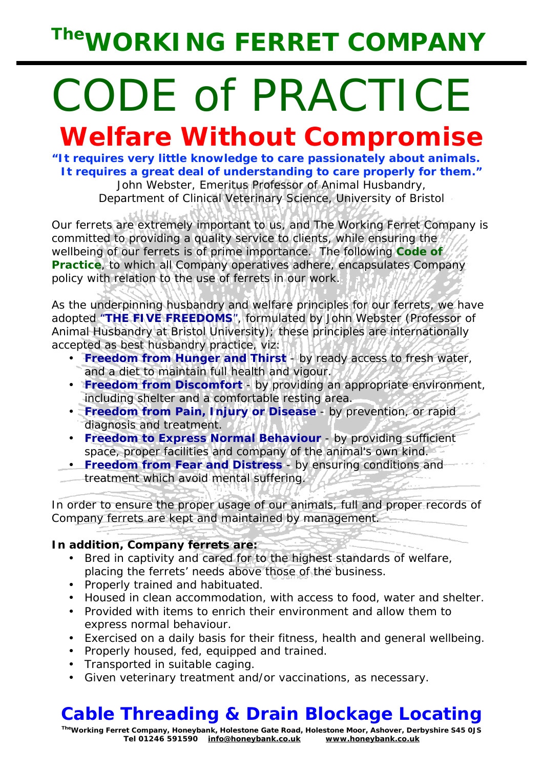# The WORKING FERRET COMPANY

# CODE of PRACTICE

## Welfare Without Compromise

**"It requires very little knowledge to care passionately about animals. It requires a great deal of understanding to care properly for them."**

John Webster, Emeritus Professor of Animal Husbandry, Department of Clinical Veterinary Science, University of Bristol

Our ferrets are extremely important to us, and The Working Ferret Company is committed to providing a quality service to clients, while ensuring the wellbeing of our ferrets is of prime importance. The following **Code of Practice**, to which all Company operatives adhere, encapsulates Company policy with relation to the use of ferrets in our work.

As the underpinning husbandry and welfare principles for our ferrets, we have adopted **"THE FIVE FREEDOMS"**, formulated by John Webster (Professor of Animal Husbandry at Bristol University); these principles are internationally accepted as best husbandry practice, viz:

- **Freedom from Hunger and Thirst** - by ready access to fresh water, and a diet to maintain full health and vigour.
- **Freedom from Discomfort** - by providing an appropriate environment, including shelter and a comfortable resting area.
- **Freedom from Pain, Injury or Disease** - by prevention, or rapid diagnosis and treatment.
- **Freedom to Express Normal Behaviour** - by providing sufficient space, proper facilities and company of the animal's own kind.
- **Freedom from Fear and Distress** - by ensuring conditions and treatment which avoid mental suffering.

In order to ensure the proper usage of our animals, full and proper records of Company ferrets are kept and maintained by management.

**In addition, Company ferrets are:**

- Bred in captivity and cared for to the highest standards of welfare, placing the ferrets' needs above those of the business.
- Properly trained and habituated.
- Housed in clean accommodation, with access to food, water and shelter.
- Provided with items to enrich their environment and allow them to express normal behaviour.
- Exercised on a daily basis for their fitness, health and general wellbeing.
- Properly housed, fed, equipped and trained.
- Transported in suitable caging.
- Given veterinary treatment and/or vaccinations, as necessary.

## Cable Threading & Drain Blockage Locating

**The Working Ferret Company, Honeybank, Holestone Gate Road, Holestone Moor, Ashover, Derbyshire S45 0JS**
**Tel 01246 591590 info@honeybank.co.uk www.honeybank.co.uk**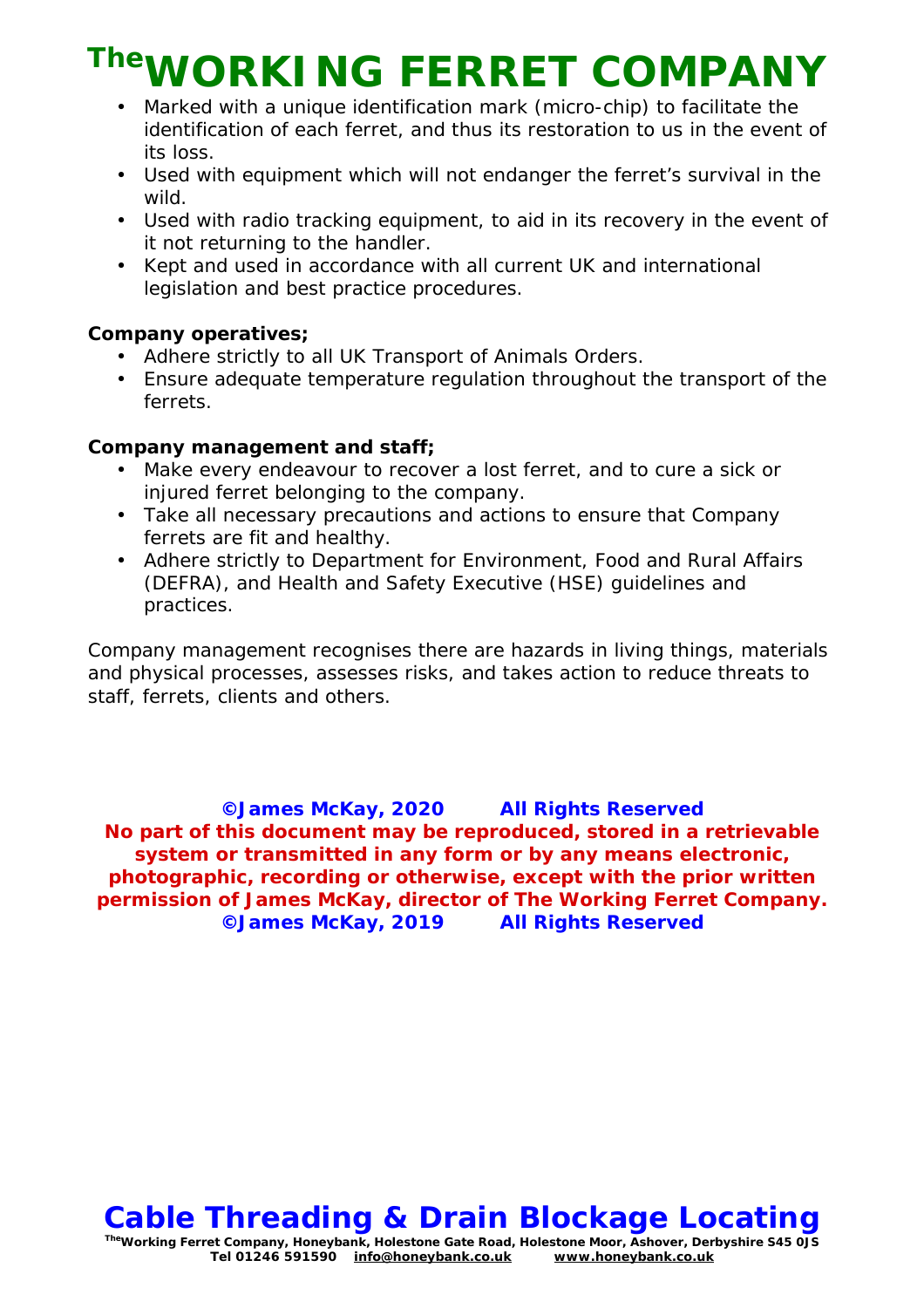- Marked with a unique identification mark (micro-chip) to facilitate the identification of each ferret, and thus its restoration to us in the event of its loss.
- Used with equipment which will not endanger the ferret's survival in the wild.
- Used with radio tracking equipment, to aid in its recovery in the event of it not returning to the handler.
- Kept and used in accordance with all current UK and international legislation and best practice procedures.

**Company operatives;**

- Adhere strictly to all UK Transport of Animals Orders.
- Ensure adequate temperature regulation throughout the transport of the ferrets.

**Company management and staff;**

- Make every endeavour to recover a lost ferret, and to cure a sick or injured ferret belonging to the company.
- Take all necessary precautions and actions to ensure that Company ferrets are fit and healthy.
- Adhere strictly to Department for Environment, Food and Rural Affairs (DEFRA), and Health and Safety Executive (HSE) guidelines and practices.

Company management recognises there are hazards in living things, materials and physical processes, assesses risks, and takes action to reduce threats to staff, ferrets, clients and others.

**©James McKay, 2020 All Rights Reserved**
**No part of this document may be reproduced, stored in a retrievable system or transmitted in any form or by any means electronic, photographic, recording or otherwise, except with the prior written permission of James McKay, director of The Working Ferret Company.**
**©James McKay, 2019 All Rights Reserved**